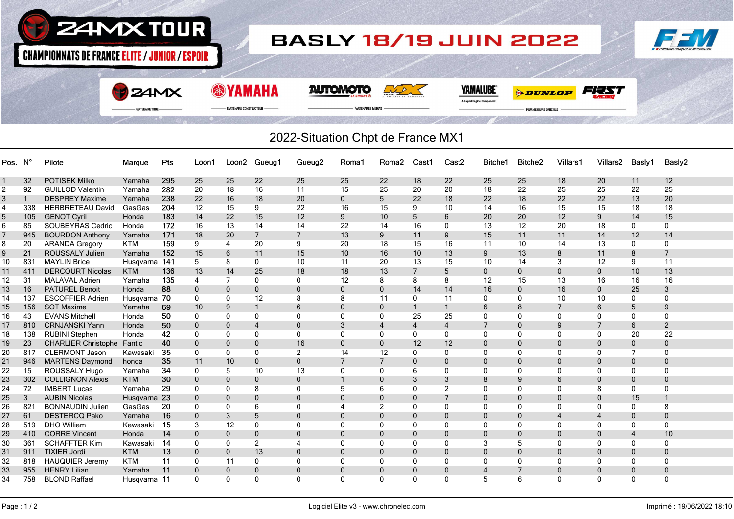24MX TOUR

CHAMPIONNATS DE FRANCE ELITE / JUNIOR / ESPOIR

# BASLY 18/19 JUIN 2022

## 2022-Situation Chpt de France MX1

| Pos. | N° | Pilote | Marque | Pts | Loon1 | Loon2 | Gueug1 | Gueug2 | Roma1 | Roma2 | Cast1 | Cast2 | Bitche1 | Bitche2 | Villars1 | Villars2 | Basly1 | Basly2 |
|---|---|---|---|---|---|---|---|---|---|---|---|---|---|---|---|---|---|---|
| 1 | 32 | POTISEK Milko | Yamaha | 295 | 25 | 25 | 22 | 25 | 25 | 22 | 18 | 22 | 25 | 25 | 18 | 20 | 11 | 12 |
| 2 | 92 | GUILLOD Valentin | Yamaha | 282 | 20 | 18 | 16 | 11 | 15 | 25 | 20 | 20 | 18 | 22 | 25 | 25 | 22 | 25 |
| 3 | 1 | DESPREY Maxime | Yamaha | 238 | 22 | 16 | 18 | 20 | 0 | 5 | 22 | 18 | 22 | 18 | 22 | 22 | 13 | 20 |
| 4 | 338 | HERBRETEAU David | GasGas | 204 | 12 | 15 | 9 | 22 | 16 | 15 | 9 | 10 | 14 | 16 | 15 | 15 | 18 | 18 |
| 5 | 105 | GENOT Cyril | Honda | 183 | 14 | 22 | 15 | 12 | 9 | 10 | 5 | 6 | 20 | 20 | 12 | 9 | 14 | 15 |
| 6 | 85 | SOUBEYRAS Cedric | Honda | 172 | 16 | 13 | 14 | 14 | 22 | 14 | 16 | 0 | 13 | 12 | 20 | 18 | 0 | 0 |
| 7 | 945 | BOURDON Anthony | Yamaha | 171 | 18 | 20 | 7 | 7 | 13 | 9 | 11 | 9 | 15 | 11 | 11 | 14 | 12 | 14 |
| 8 | 20 | ARANDA Gregory | KTM | 159 | 9 | 4 | 20 | 9 | 20 | 18 | 15 | 16 | 11 | 10 | 14 | 13 | 0 | 0 |
| 9 | 21 | ROUSSALY Julien | Yamaha | 152 | 15 | 6 | 11 | 15 | 10 | 16 | 10 | 13 | 9 | 13 | 8 | 11 | 8 | 7 |
| 10 | 831 | MAYLIN Brice | Husqvarna | 141 | 5 | 8 | 0 | 10 | 11 | 20 | 13 | 15 | 10 | 14 | 3 | 12 | 9 | 11 |
| 11 | 411 | DERCOURT Nicolas | KTM | 136 | 13 | 14 | 25 | 18 | 18 | 13 | 7 | 5 | 0 | 0 | 0 | 0 | 10 | 13 |
| 12 | 31 | MALAVAL Adrien | Yamaha | 135 | 4 | 7 | 0 | 0 | 12 | 8 | 8 | 8 | 12 | 15 | 13 | 16 | 16 | 16 |
| 13 | 16 | PATUREL Benoit | Honda | 88 | 0 | 0 | 0 | 0 | 0 | 0 | 14 | 14 | 16 | 0 | 16 | 0 | 25 | 3 |
| 14 | 137 | ESCOFFIER Adrien | Husqvarna | 70 | 0 | 0 | 12 | 8 | 8 | 11 | 0 | 11 | 0 | 0 | 10 | 10 | 0 | 0 |
| 15 | 156 | SOT Maxime | Yamaha | 69 | 10 | 9 | 1 | 6 | 0 | 0 | 1 | 1 | 6 | 8 | 7 | 6 | 5 | 9 |
| 16 | 43 | EVANS Mitchell | Honda | 50 | 0 | 0 | 0 | 0 | 0 | 0 | 25 | 25 | 0 | 0 | 0 | 0 | 0 | 0 |
| 17 | 810 | CRNJANSKI Yann | Honda | 50 | 0 | 0 | 4 | 0 | 3 | 4 | 4 | 4 | 7 | 0 | 9 | 7 | 6 | 2 |
| 18 | 138 | RUBINI Stephen | Honda | 42 | 0 | 0 | 0 | 0 | 0 | 0 | 0 | 0 | 0 | 0 | 0 | 0 | 20 | 22 |
| 19 | 23 | CHARLIER Christophe | Fantic | 40 | 0 | 0 | 0 | 16 | 0 | 0 | 12 | 12 | 0 | 0 | 0 | 0 | 0 | 0 |
| 20 | 817 | CLERMONT Jason | Kawasaki | 35 | 0 | 0 | 0 | 2 | 14 | 12 | 0 | 0 | 0 | 0 | 0 | 0 | 7 | 0 |
| 21 | 946 | MARTENS Daymond | honda | 35 | 11 | 10 | 0 | 0 | 7 | 7 | 0 | 0 | 0 | 0 | 0 | 0 | 0 | 0 |
| 22 | 15 | ROUSSALY Hugo | Yamaha | 34 | 0 | 5 | 10 | 13 | 0 | 0 | 6 | 0 | 0 | 0 | 0 | 0 | 0 | 0 |
| 23 | 302 | COLLIGNON Alexis | KTM | 30 | 0 | 0 | 0 | 0 | 1 | 0 | 3 | 3 | 8 | 9 | 6 | 0 | 0 | 0 |
| 24 | 72 | IMBERT Lucas | Yamaha | 29 | 0 | 0 | 8 | 0 | 5 | 6 | 0 | 2 | 0 | 0 | 0 | 8 | 0 | 0 |
| 25 | 3 | AUBIN Nicolas | Husqvarna | 23 | 0 | 0 | 0 | 0 | 0 | 0 | 0 | 7 | 0 | 0 | 0 | 0 | 15 | 1 |
| 26 | 821 | BONNAUDIN Julien | GasGas | 20 | 0 | 0 | 6 | 0 | 4 | 2 | 0 | 0 | 0 | 0 | 0 | 0 | 0 | 8 |
| 27 | 61 | DESTERCQ Pako | Yamaha | 16 | 0 | 3 | 5 | 0 | 0 | 0 | 0 | 0 | 0 | 0 | 4 | 4 | 0 | 0 |
| 28 | 519 | DHO William | Kawasaki | 15 | 3 | 12 | 0 | 0 | 0 | 0 | 0 | 0 | 0 | 0 | 0 | 0 | 0 | 0 |
| 29 | 410 | CORRE Vincent | Honda | 14 | 0 | 0 | 0 | 0 | 0 | 0 | 0 | 0 | 0 | 0 | 0 | 0 | 4 | 10 |
| 30 | 361 | SCHAFFTER Kim | Kawasaki | 14 | 0 | 0 | 2 | 4 | 0 | 0 | 0 | 0 | 3 | 5 | 0 | 0 | 0 | 0 |
| 31 | 911 | TIXIER Jordi | KTM | 13 | 0 | 0 | 13 | 0 | 0 | 0 | 0 | 0 | 0 | 0 | 0 | 0 | 0 | 0 |
| 32 | 818 | HAUQUIER Jeremy | KTM | 11 | 0 | 11 | 0 | 0 | 0 | 0 | 0 | 0 | 0 | 0 | 0 | 0 | 0 | 0 |
| 33 | 955 | HENRY Lilian | Yamaha | 11 | 0 | 0 | 0 | 0 | 0 | 0 | 0 | 0 | 4 | 7 | 0 | 0 | 0 | 0 |
| 34 | 758 | BLOND Raffael | Husqvarna | 11 | 0 | 0 | 0 | 0 | 0 | 0 | 0 | 0 | 5 | 6 | 0 | 0 | 0 | 0 |

Logiciel Elite v3 - www.chronelec.com

Imprimé : 19/06/2022 18:10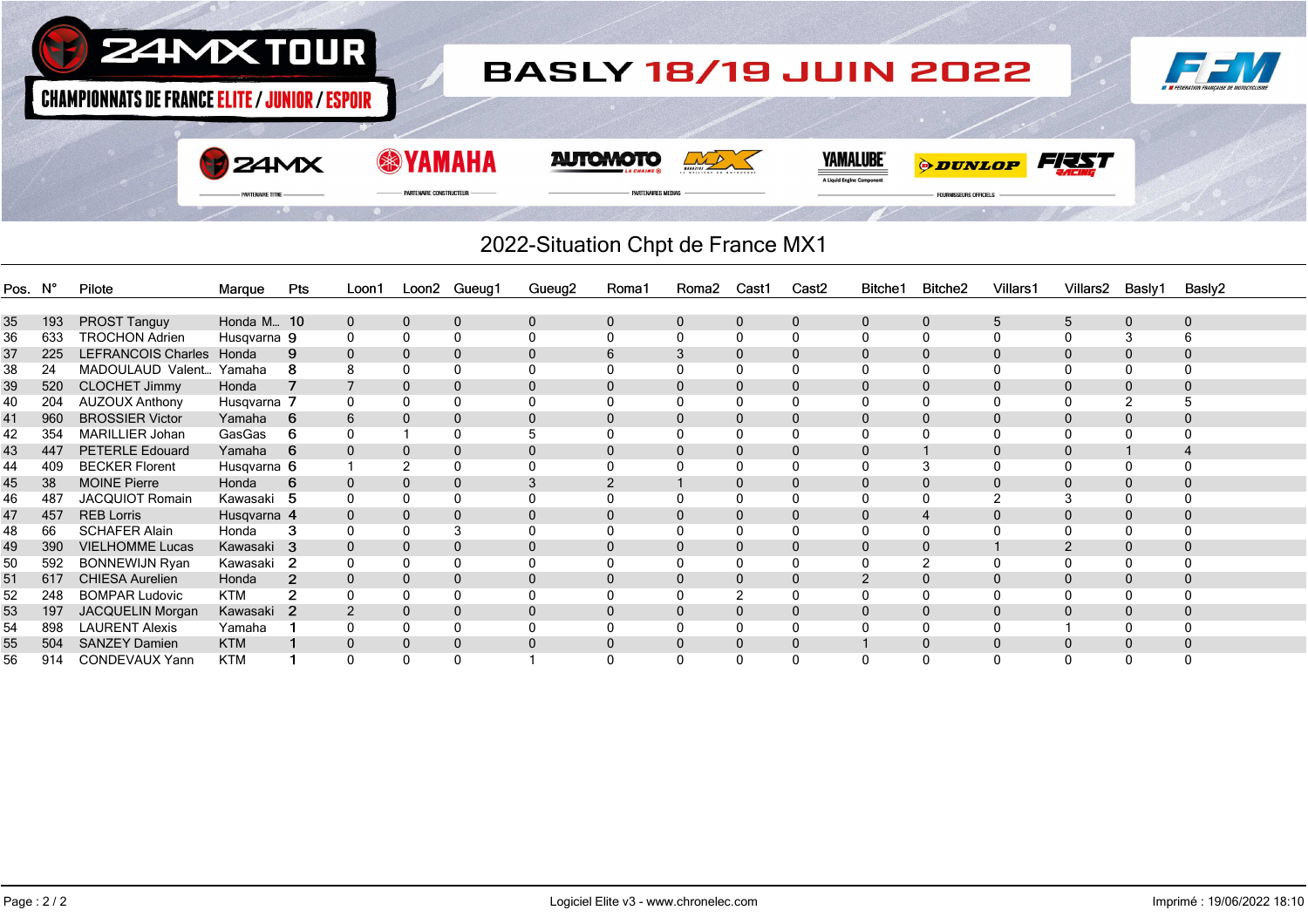24MX TOUR

CHAMPIONNATS DE FRANCE ELITE / JUNIOR / ESPOIR

BASLY 18/19 JUIN 2022

# 2022-Situation Chpt de France MX1

| Pos. | N° | Pilote | Marque | Pts | Loon1 | Loon2 | Gueug1 | Gueug2 | Roma1 | Roma2 | Cast1 | Cast2 | Bitche1 | Bitche2 | Villars1 | Villars2 | Basly1 | Basly2 |
|---|---|---|---|---|---|---|---|---|---|---|---|---|---|---|---|---|---|---|
| 35 | 193 | PROST Tanguy | Honda M... | 10 | 0 | 0 | 0 | 0 | 0 | 0 | 0 | 0 | 0 | 0 | 5 | 5 | 0 | 0 |
| 36 | 633 | TROCHON Adrien | Husqvarna | 9 | 0 | 0 | 0 | 0 | 0 | 0 | 0 | 0 | 0 | 0 | 0 | 0 | 3 | 6 |
| 37 | 225 | LEFRANCOIS Charles | Honda | 9 | 0 | 0 | 0 | 0 | 6 | 3 | 0 | 0 | 0 | 0 | 0 | 0 | 0 | 0 |
| 38 | 24 | MADOULAUD Valent... | Yamaha | 8 | 8 | 0 | 0 | 0 | 0 | 0 | 0 | 0 | 0 | 0 | 0 | 0 | 0 | 0 |
| 39 | 520 | CLOCHET Jimmy | Honda | 7 | 7 | 0 | 0 | 0 | 0 | 0 | 0 | 0 | 0 | 0 | 0 | 0 | 0 | 0 |
| 40 | 204 | AUZOUX Anthony | Husqvarna | 7 | 0 | 0 | 0 | 0 | 0 | 0 | 0 | 0 | 0 | 0 | 0 | 0 | 2 | 5 |
| 41 | 960 | BROSSIER Victor | Yamaha | 6 | 6 | 0 | 0 | 0 | 0 | 0 | 0 | 0 | 0 | 0 | 0 | 0 | 0 | 0 |
| 42 | 354 | MARILLIER Johan | GasGas | 6 | 0 | 1 | 0 | 5 | 0 | 0 | 0 | 0 | 0 | 0 | 0 | 0 | 0 | 0 |
| 43 | 447 | PETERLE Edouard | Yamaha | 6 | 0 | 0 | 0 | 0 | 0 | 0 | 0 | 0 | 0 | 1 | 0 | 0 | 1 | 4 |
| 44 | 409 | BECKER Florent | Husqvarna | 6 | 1 | 2 | 0 | 0 | 0 | 0 | 0 | 0 | 0 | 3 | 0 | 0 | 0 | 0 |
| 45 | 38 | MOINE Pierre | Honda | 6 | 0 | 0 | 0 | 3 | 2 | 1 | 0 | 0 | 0 | 0 | 0 | 0 | 0 | 0 |
| 46 | 487 | JACQUIOT Romain | Kawasaki | 5 | 0 | 0 | 0 | 0 | 0 | 0 | 0 | 0 | 0 | 0 | 2 | 3 | 0 | 0 |
| 47 | 457 | REB Lorris | Husqvarna | 4 | 0 | 0 | 0 | 0 | 0 | 0 | 0 | 0 | 0 | 4 | 0 | 0 | 0 | 0 |
| 48 | 66 | SCHAFER Alain | Honda | 3 | 0 | 0 | 3 | 0 | 0 | 0 | 0 | 0 | 0 | 0 | 0 | 0 | 0 | 0 |
| 49 | 390 | VIELHOMME Lucas | Kawasaki | 3 | 0 | 0 | 0 | 0 | 0 | 0 | 0 | 0 | 0 | 0 | 1 | 2 | 0 | 0 |
| 50 | 592 | BONNEWIJN Ryan | Kawasaki | 2 | 0 | 0 | 0 | 0 | 0 | 0 | 0 | 0 | 0 | 2 | 0 | 0 | 0 | 0 |
| 51 | 617 | CHIESA Aurelien | Honda | 2 | 0 | 0 | 0 | 0 | 0 | 0 | 0 | 0 | 2 | 0 | 0 | 0 | 0 | 0 |
| 52 | 248 | BOMPAR Ludovic | KTM | 2 | 0 | 0 | 0 | 0 | 0 | 0 | 2 | 0 | 0 | 0 | 0 | 0 | 0 | 0 |
| 53 | 197 | JACQUELIN Morgan | Kawasaki | 2 | 2 | 0 | 0 | 0 | 0 | 0 | 0 | 0 | 0 | 0 | 0 | 0 | 0 | 0 |
| 54 | 898 | LAURENT Alexis | Yamaha | 1 | 0 | 0 | 0 | 0 | 0 | 0 | 0 | 0 | 0 | 0 | 0 | 1 | 0 | 0 |
| 55 | 504 | SANZEY Damien | KTM | 1 | 0 | 0 | 0 | 0 | 0 | 0 | 0 | 0 | 1 | 0 | 0 | 0 | 0 | 0 |
| 56 | 914 | CONDEVAUX Yann | KTM | 1 | 0 | 0 | 0 | 1 | 0 | 0 | 0 | 0 | 0 | 0 | 0 | 0 | 0 | 0 |

Logiciel Elite v3 - www.chronelec.com

Imprimé : 19/06/2022 18:10